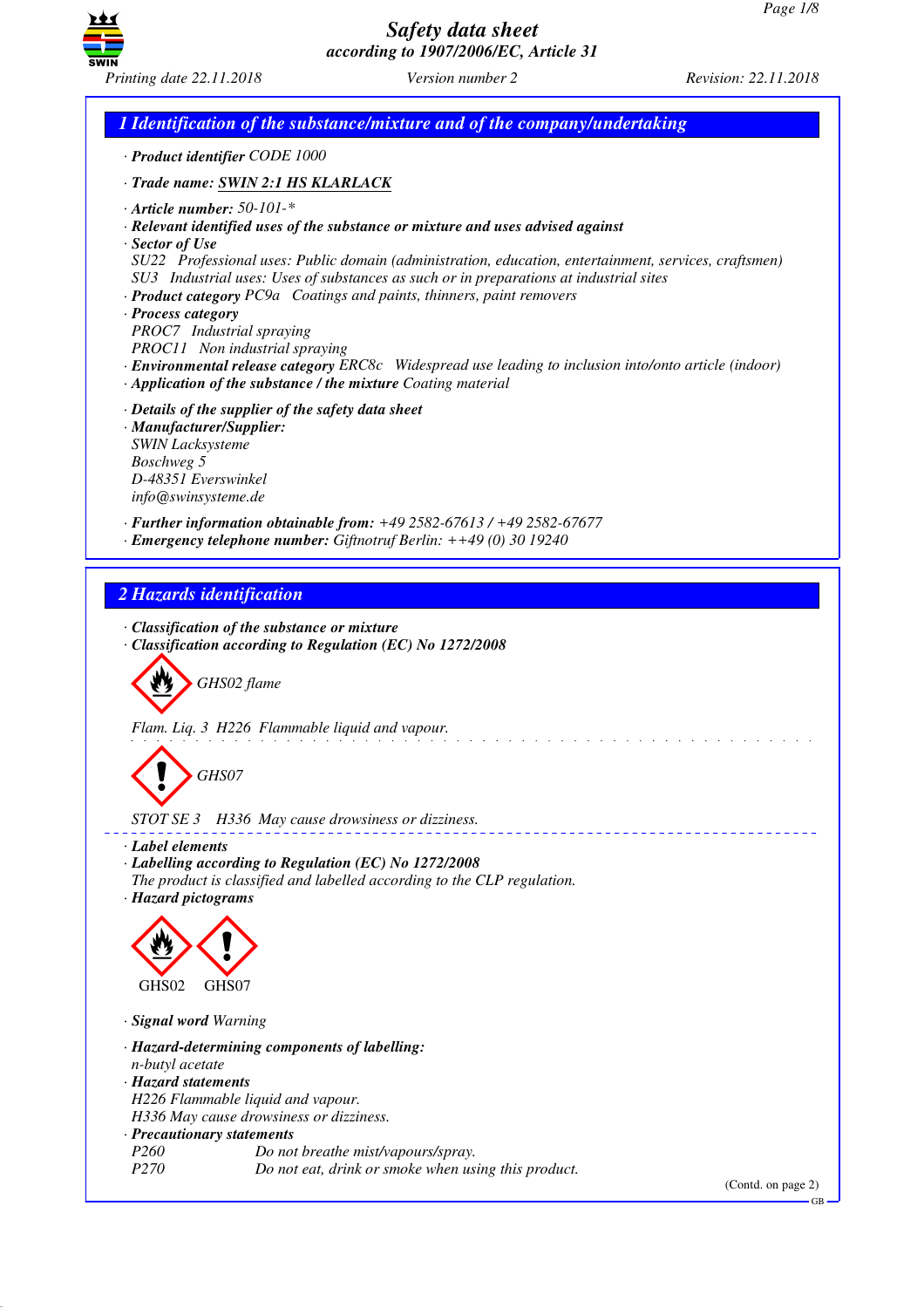# Safety data sheet
*according to 1907/2006/EC, Article 31*

Printing date 22.11.2018 | Version number 2 | Revision: 22.11.2018

## 1 Identification of the substance/mixture and of the company/undertaking

· **Product identifier** CODE 1000

· **Trade name:** **SWIN 2:1 HS KLARLACK**

· **Article number:** 50-101-*
· **Relevant identified uses of the substance or mixture and uses advised against**
· **Sector of Use**
SU22 Professional uses: Public domain (administration, education, entertainment, services, craftsmen)
SU3 Industrial uses: Uses of substances as such or in preparations at industrial sites
· **Product category** PC9a Coatings and paints, thinners, paint removers
· **Process category**
PROC7 Industrial spraying
PROC11 Non industrial spraying
· **Environmental release category** ERC8c Widespread use leading to inclusion into/onto article (indoor)
· **Application of the substance / the mixture** Coating material

· **Details of the supplier of the safety data sheet**
· **Manufacturer/Supplier:**
SWIN Lacksysteme
Boschweg 5
D-48351 Everswinkel
info@swinsysteme.de

· **Further information obtainable from:** +49 2582-67613 / +49 2582-67677
· **Emergency telephone number:** Giftnotruf Berlin: ++49 (0) 30 19240

## 2 Hazards identification

· **Classification of the substance or mixture**
· **Classification according to Regulation (EC) No 1272/2008**

GHS02 flame

Flam. Liq. 3 H226 Flammable liquid and vapour.

GHS07

STOT SE 3 H336 May cause drowsiness or dizziness.

· **Label elements**
· **Labelling according to Regulation (EC) No 1272/2008**
The product is classified and labelled according to the CLP regulation.
· **Hazard pictograms**

GHS02 GHS07

· **Signal word** Warning

· **Hazard-determining components of labelling:**
n-butyl acetate
· **Hazard statements**
H226 Flammable liquid and vapour.
H336 May cause drowsiness or dizziness.
· **Precautionary statements**
P260 Do not breathe mist/vapours/spray.
P270 Do not eat, drink or smoke when using this product.

(Contd. on page 2)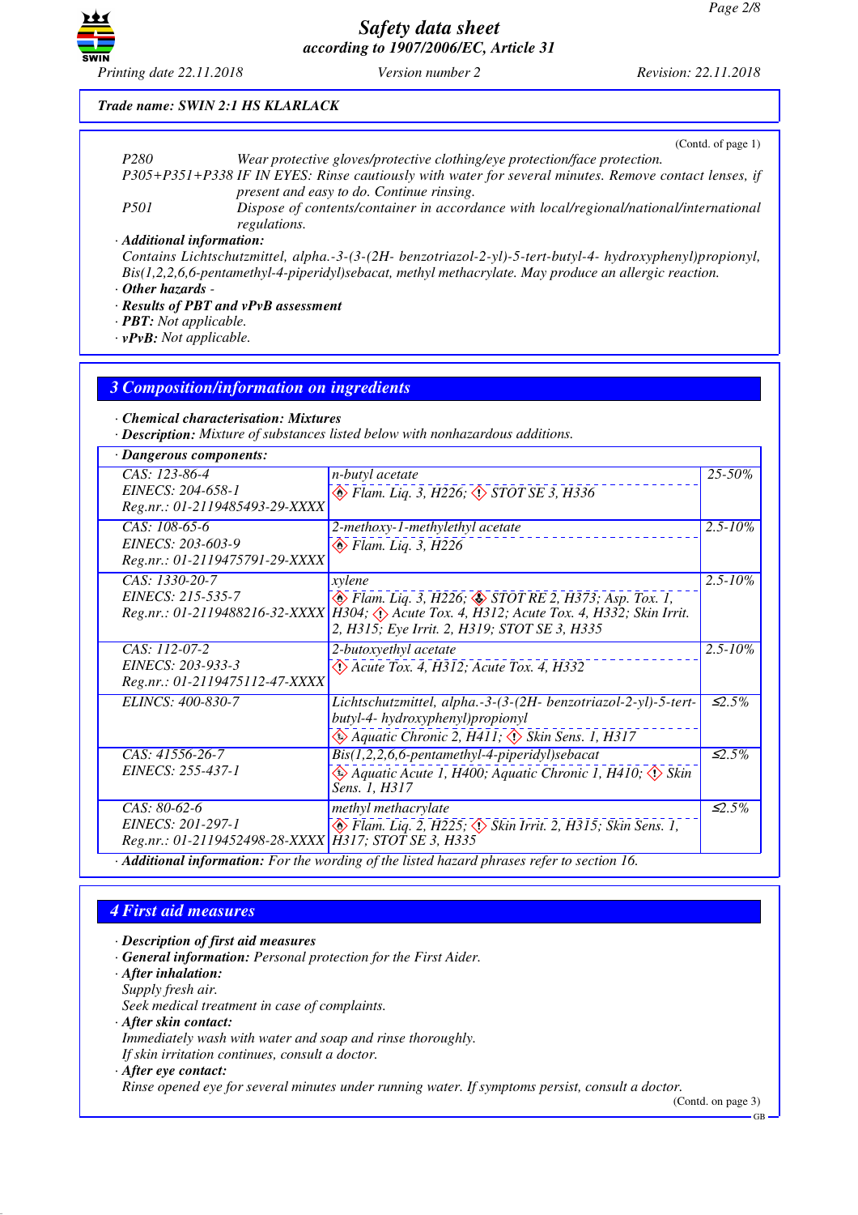Trade name: SWIN 2:1 HS KLARLACK

(Contd. of page 1)

P280 Wear protective gloves/protective clothing/eye protection/face protection.

P305+P351+P338 IF IN EYES: Rinse cautiously with water for several minutes. Remove contact lenses, if present and easy to do. Continue rinsing.

P501 Dispose of contents/container in accordance with local/regional/national/international regulations.

· **Additional information:**

Contains Lichtschutzmittel, alpha.-3-(3-(2H- benzotriazol-2-yl)-5-tert-butyl-4- hydroxyphenyl)propionyl, Bis(1,2,2,6,6-pentamethyl-4-piperidyl)sebacat, methyl methacrylate. May produce an allergic reaction.

· **Other hazards** -

· **Results of PBT and vPvB assessment**

· **PBT:** Not applicable.

· **vPvB:** Not applicable.

## 3 Composition/information on ingredients

· **Chemical characterisation: Mixtures**

· **Description:** Mixture of substances listed below with nonhazardous additions.

· **Dangerous components:**

| Identifiers | Component / Classification | % |
|---|---|---|
| CAS: 123-86-4<br>EINECS: 204-658-1<br>Reg.nr.: 01-2119485493-29-XXXX | n-butyl acetate<br>Flam. Liq. 3, H226; STOT SE 3, H336 | 25-50% |
| CAS: 108-65-6<br>EINECS: 203-603-9<br>Reg.nr.: 01-2119475791-29-XXXX | 2-methoxy-1-methylethyl acetate<br>Flam. Liq. 3, H226 | 2.5-10% |
| CAS: 1330-20-7<br>EINECS: 215-535-7<br>Reg.nr.: 01-2119488216-32-XXXX | xylene<br>Flam. Liq. 3, H226; STOT RE 2, H373; Asp. Tox. 1, H304; Acute Tox. 4, H312; Acute Tox. 4, H332; Skin Irrit. 2, H315; Eye Irrit. 2, H319; STOT SE 3, H335 | 2.5-10% |
| CAS: 112-07-2<br>EINECS: 203-933-3<br>Reg.nr.: 01-2119475112-47-XXXX | 2-butoxyethyl acetate<br>Acute Tox. 4, H312; Acute Tox. 4, H332 | 2.5-10% |
| ELINCS: 400-830-7 | Lichtschutzmittel, alpha.-3-(3-(2H- benzotriazol-2-yl)-5-tert-butyl-4- hydroxyphenyl)propionyl<br>Aquatic Chronic 2, H411; Skin Sens. 1, H317 | ≤2.5% |
| CAS: 41556-26-7<br>EINECS: 255-437-1 | Bis(1,2,2,6,6-pentamethyl-4-piperidyl)sebacat<br>Aquatic Acute 1, H400; Aquatic Chronic 1, H410; Skin Sens. 1, H317 | ≤2.5% |
| CAS: 80-62-6<br>EINECS: 201-297-1<br>Reg.nr.: 01-2119452498-28-XXXX | methyl methacrylate<br>Flam. Liq. 2, H225; Skin Irrit. 2, H315; Skin Sens. 1, H317; STOT SE 3, H335 | ≤2.5% |

· **Additional information:** For the wording of the listed hazard phrases refer to section 16.

## 4 First aid measures

· **Description of first aid measures**

· **General information:** Personal protection for the First Aider.

· **After inhalation:**

Supply fresh air.

Seek medical treatment in case of complaints.

· **After skin contact:**

Immediately wash with water and soap and rinse thoroughly.

If skin irritation continues, consult a doctor.

· **After eye contact:**

Rinse opened eye for several minutes under running water. If symptoms persist, consult a doctor.

(Contd. on page 3)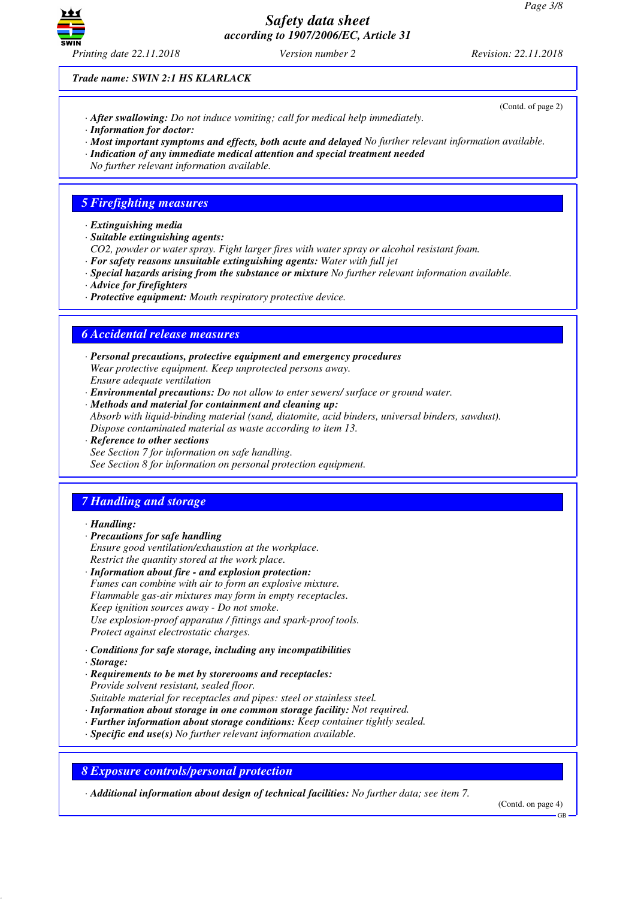Trade name: SWIN 2:1 HS KLARLACK

(Contd. of page 2)

· **After swallowing:** Do not induce vomiting; call for medical help immediately.
· **Information for doctor:**
· **Most important symptoms and effects, both acute and delayed** No further relevant information available.
· **Indication of any immediate medical attention and special treatment needed**
No further relevant information available.

## 5 Firefighting measures

· **Extinguishing media**
· **Suitable extinguishing agents:**
$CO_2$, powder or water spray. Fight larger fires with water spray or alcohol resistant foam.
· **For safety reasons unsuitable extinguishing agents:** Water with full jet
· **Special hazards arising from the substance or mixture** No further relevant information available.
· **Advice for firefighters**
· **Protective equipment:** Mouth respiratory protective device.

## 6 Accidental release measures

· **Personal precautions, protective equipment and emergency procedures**
Wear protective equipment. Keep unprotected persons away.
Ensure adequate ventilation
· **Environmental precautions:** Do not allow to enter sewers/ surface or ground water.
· **Methods and material for containment and cleaning up:**
Absorb with liquid-binding material (sand, diatomite, acid binders, universal binders, sawdust).
Dispose contaminated material as waste according to item 13.
· **Reference to other sections**
See Section 7 for information on safe handling.
See Section 8 for information on personal protection equipment.

## 7 Handling and storage

· **Handling:**
· **Precautions for safe handling**
Ensure good ventilation/exhaustion at the workplace.
Restrict the quantity stored at the work place.
· **Information about fire - and explosion protection:**
Fumes can combine with air to form an explosive mixture.
Flammable gas-air mixtures may form in empty receptacles.
Keep ignition sources away - Do not smoke.
Use explosion-proof apparatus / fittings and spark-proof tools.
Protect against electrostatic charges.

· **Conditions for safe storage, including any incompatibilities**
· **Storage:**
· **Requirements to be met by storerooms and receptacles:**
Provide solvent resistant, sealed floor.
Suitable material for receptacles and pipes: steel or stainless steel.
· **Information about storage in one common storage facility:** Not required.
· **Further information about storage conditions:** Keep container tightly sealed.
· **Specific end use(s)** No further relevant information available.

## 8 Exposure controls/personal protection

· **Additional information about design of technical facilities:** No further data; see item 7.

(Contd. on page 4)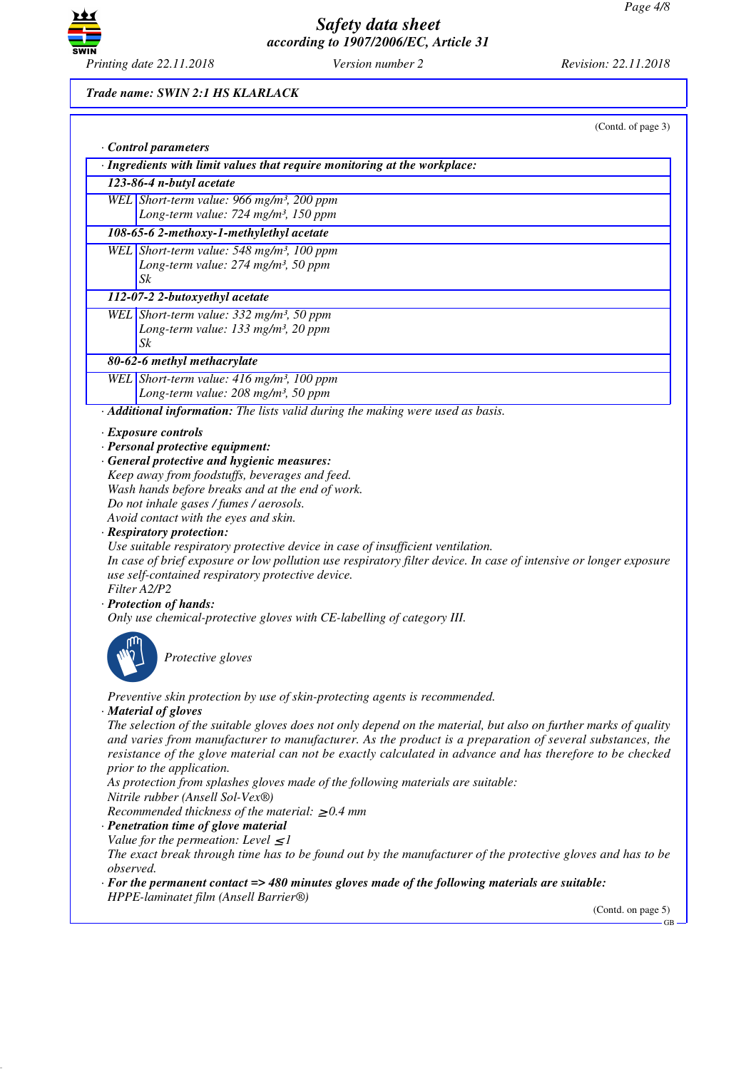**Trade name: SWIN 2:1 HS KLARLACK**

(Contd. of page 3)

· **Control parameters**

· **Ingredients with limit values that require monitoring at the workplace:**

| | |
|---|---|
| **123-86-4 n-butyl acetate** | |
| WEL | Short-term value: 966 mg/m³, 200 ppm<br>Long-term value: 724 mg/m³, 150 ppm |
| **108-65-6 2-methoxy-1-methylethyl acetate** | |
| WEL | Short-term value: 548 mg/m³, 100 ppm<br>Long-term value: 274 mg/m³, 50 ppm<br>Sk |
| **112-07-2 2-butoxyethyl acetate** | |
| WEL | Short-term value: 332 mg/m³, 50 ppm<br>Long-term value: 133 mg/m³, 20 ppm<br>Sk |
| **80-62-6 methyl methacrylate** | |
| WEL | Short-term value: 416 mg/m³, 100 ppm<br>Long-term value: 208 mg/m³, 50 ppm |

· **Additional information:** The lists valid during the making were used as basis.

· **Exposure controls**

· **Personal protective equipment:**

· **General protective and hygienic measures:**
Keep away from foodstuffs, beverages and feed.
Wash hands before breaks and at the end of work.
Do not inhale gases / fumes / aerosols.
Avoid contact with the eyes and skin.

· **Respiratory protection:**
Use suitable respiratory protective device in case of insufficient ventilation.
In case of brief exposure or low pollution use respiratory filter device. In case of intensive or longer exposure use self-contained respiratory protective device.
Filter A2/P2

· **Protection of hands:**
Only use chemical-protective gloves with CE-labelling of category III.

Protective gloves

Preventive skin protection by use of skin-protecting agents is recommended.

· **Material of gloves**
The selection of the suitable gloves does not only depend on the material, but also on further marks of quality and varies from manufacturer to manufacturer. As the product is a preparation of several substances, the resistance of the glove material can not be exactly calculated in advance and has therefore to be checked prior to the application.
As protection from splashes gloves made of the following materials are suitable:
Nitrile rubber (Ansell Sol-Vex®)
Recommended thickness of the material: ≥ 0.4 mm

· **Penetration time of glove material**
Value for the permeation: Level ≤ 1
The exact break through time has to be found out by the manufacturer of the protective gloves and has to be observed.

· **For the permanent contact => 480 minutes gloves made of the following materials are suitable:**
HPPE-laminatet film (Ansell Barrier®)

(Contd. on page 5)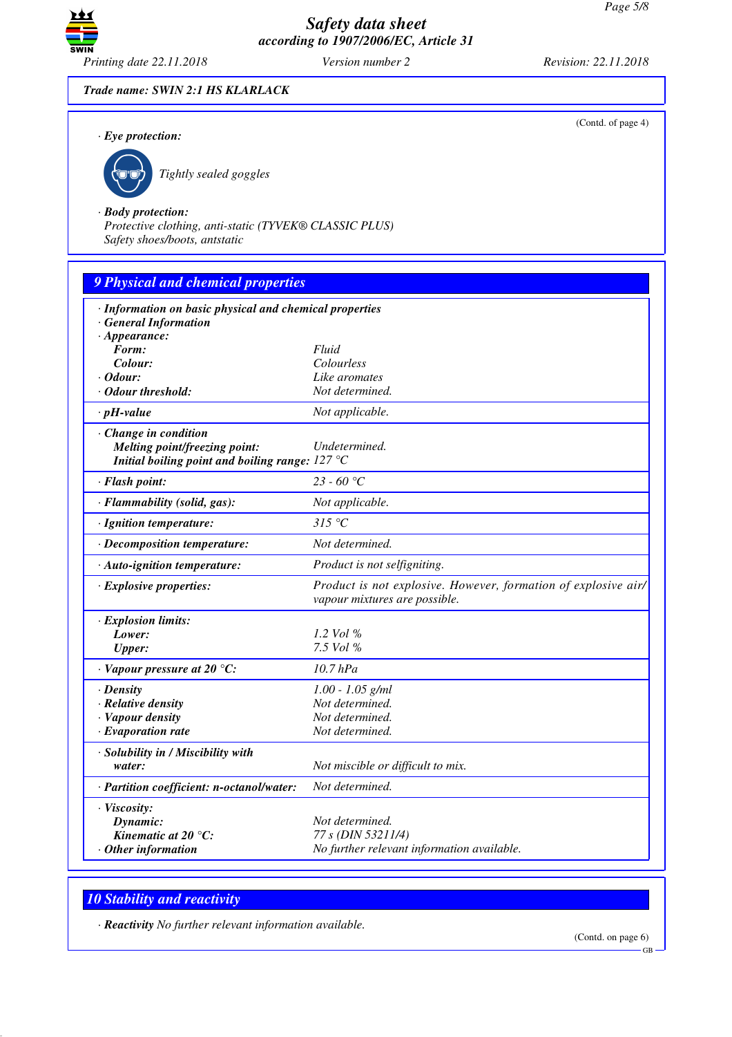Trade name: SWIN 2:1 HS KLARLACK

(Contd. of page 4)

· **Eye protection:**

Tightly sealed goggles

· **Body protection:**
Protective clothing, anti-static (TYVEK® CLASSIC PLUS)
Safety shoes/boots, antstatic

## 9 Physical and chemical properties

· **Information on basic physical and chemical properties**
· **General Information**

| | |
|---|---|
| · **Appearance:** | |
| **Form:** | Fluid |
| **Colour:** | Colourless |
| · **Odour:** | Like aromates |
| · **Odour threshold:** | Not determined. |
| · **pH-value** | Not applicable. |
| · **Change in condition** | |
| **Melting point/freezing point:** | Undetermined. |
| **Initial boiling point and boiling range:** | 127 °C |
| · **Flash point:** | 23 - 60 °C |
| · **Flammability (solid, gas):** | Not applicable. |
| · **Ignition temperature:** | 315 °C |
| · **Decomposition temperature:** | Not determined. |
| · **Auto-ignition temperature:** | Product is not selfigniting. |
| · **Explosive properties:** | Product is not explosive. However, formation of explosive air/vapour mixtures are possible. |
| · **Explosion limits:** | |
| **Lower:** | 1.2 Vol % |
| **Upper:** | 7.5 Vol % |
| · **Vapour pressure at 20 °C:** | 10.7 hPa |
| · **Density** | 1.00 - 1.05 g/ml |
| · **Relative density** | Not determined. |
| · **Vapour density** | Not determined. |
| · **Evaporation rate** | Not determined. |
| · **Solubility in / Miscibility with water:** | Not miscible or difficult to mix. |
| · **Partition coefficient: n-octanol/water:** | Not determined. |
| · **Viscosity:** | |
| **Dynamic:** | Not determined. |
| **Kinematic at 20 °C:** | 77 s (DIN 53211/4) |
| · **Other information** | No further relevant information available. |

## 10 Stability and reactivity

· **Reactivity** No further relevant information available.

(Contd. on page 6)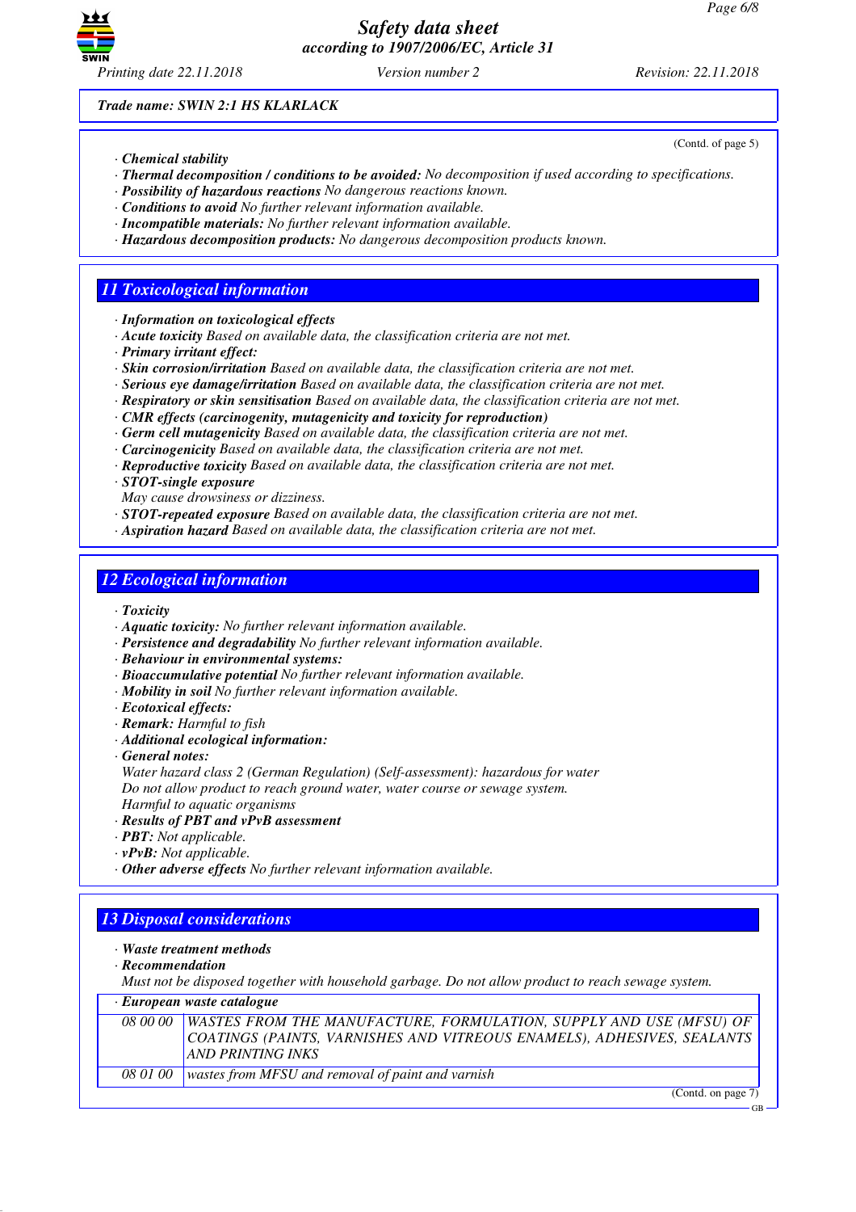*Trade name: SWIN 2:1 HS KLARLACK*

(Contd. of page 5)

· **Chemical stability**
· **Thermal decomposition / conditions to be avoided:** No decomposition if used according to specifications.
· **Possibility of hazardous reactions** No dangerous reactions known.
· **Conditions to avoid** No further relevant information available.
· **Incompatible materials:** No further relevant information available.
· **Hazardous decomposition products:** No dangerous decomposition products known.

## 11 Toxicological information

· **Information on toxicological effects**
· **Acute toxicity** Based on available data, the classification criteria are not met.
· **Primary irritant effect:**
· **Skin corrosion/irritation** Based on available data, the classification criteria are not met.
· **Serious eye damage/irritation** Based on available data, the classification criteria are not met.
· **Respiratory or skin sensitisation** Based on available data, the classification criteria are not met.
· **CMR effects (carcinogenity, mutagenicity and toxicity for reproduction)**
· **Germ cell mutagenicity** Based on available data, the classification criteria are not met.
· **Carcinogenicity** Based on available data, the classification criteria are not met.
· **Reproductive toxicity** Based on available data, the classification criteria are not met.
· **STOT-single exposure**
May cause drowsiness or dizziness.
· **STOT-repeated exposure** Based on available data, the classification criteria are not met.
· **Aspiration hazard** Based on available data, the classification criteria are not met.

## 12 Ecological information

· **Toxicity**
· **Aquatic toxicity:** No further relevant information available.
· **Persistence and degradability** No further relevant information available.
· **Behaviour in environmental systems:**
· **Bioaccumulative potential** No further relevant information available.
· **Mobility in soil** No further relevant information available.
· **Ecotoxical effects:**
· **Remark:** Harmful to fish
· **Additional ecological information:**
· **General notes:**
Water hazard class 2 (German Regulation) (Self-assessment): hazardous for water
Do not allow product to reach ground water, water course or sewage system.
Harmful to aquatic organisms
· **Results of PBT and vPvB assessment**
· **PBT:** Not applicable.
· **vPvB:** Not applicable.
· **Other adverse effects** No further relevant information available.

## 13 Disposal considerations

· **Waste treatment methods**
· **Recommendation**
Must not be disposed together with household garbage. Do not allow product to reach sewage system.

· **European waste catalogue**

| | |
|---|---|
| 08 00 00 | WASTES FROM THE MANUFACTURE, FORMULATION, SUPPLY AND USE (MFSU) OF COATINGS (PAINTS, VARNISHES AND VITREOUS ENAMELS), ADHESIVES, SEALANTS AND PRINTING INKS |
| 08 01 00 | wastes from MFSU and removal of paint and varnish |

(Contd. on page 7)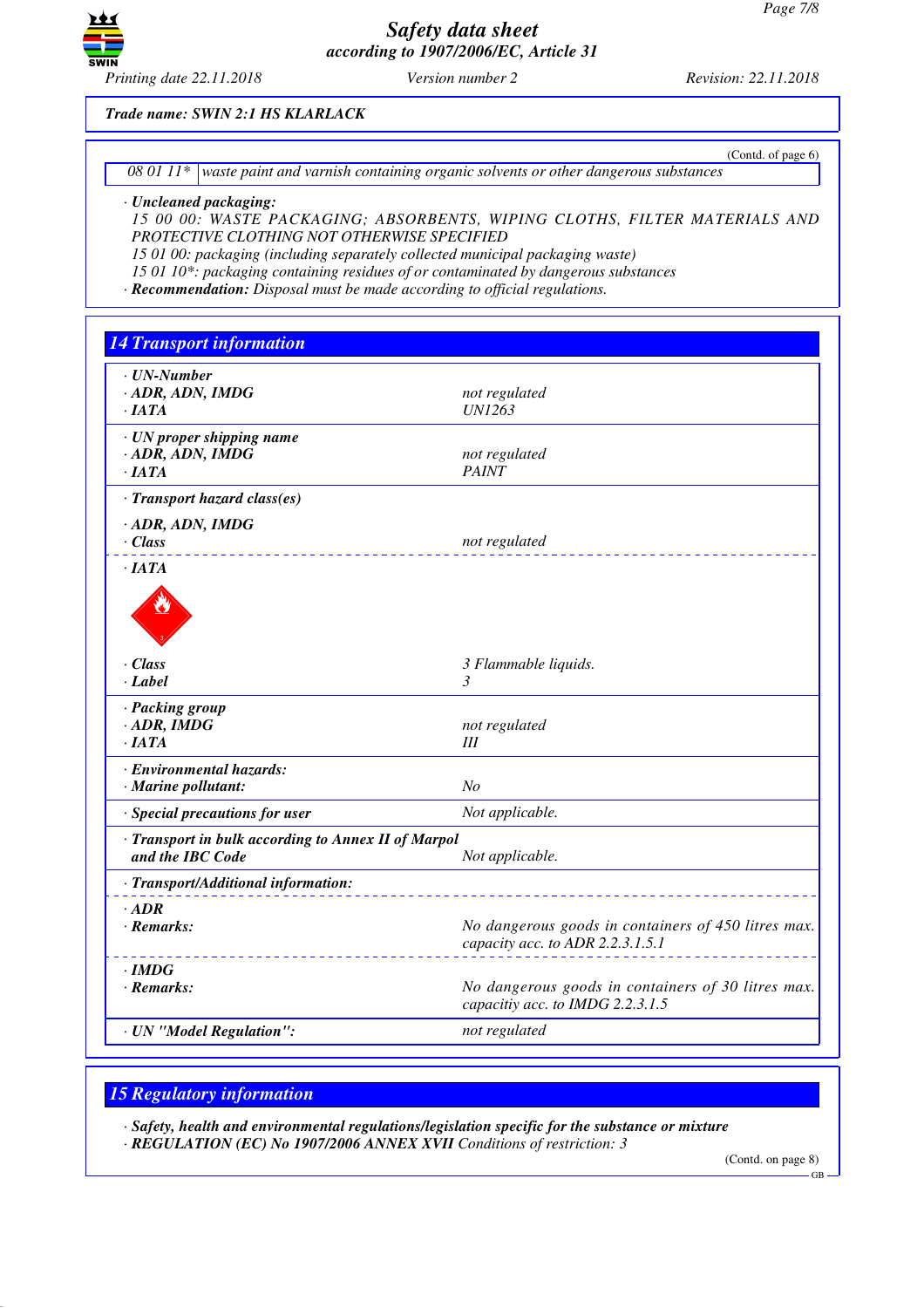Trade name: SWIN 2:1 HS KLARLACK

(Contd. of page 6)

| 08 01 11* | waste paint and varnish containing organic solvents or other dangerous substances |
|---|---|

· **Uncleaned packaging:**
15 00 00: WASTE PACKAGING; ABSORBENTS, WIPING CLOTHS, FILTER MATERIALS AND PROTECTIVE CLOTHING NOT OTHERWISE SPECIFIED
15 01 00: packaging (including separately collected municipal packaging waste)
15 01 10*: packaging containing residues of or contaminated by dangerous substances
· **Recommendation:** Disposal must be made according to official regulations.

## 14 Transport information

| | |
|---|---|
| · **UN-Number** | |
| · **ADR, ADN, IMDG** | not regulated |
| · **IATA** | UN1263 |
| · **UN proper shipping name** | |
| · **ADR, ADN, IMDG** | not regulated |
| · **IATA** | PAINT |
| · **Transport hazard class(es)** | |
| · **ADR, ADN, IMDG** | |
| · **Class** | not regulated |
| · **IATA** | |
| · **Class** | 3 Flammable liquids. |
| · **Label** | 3 |
| · **Packing group** | |
| · **ADR, IMDG** | not regulated |
| · **IATA** | III |
| · **Environmental hazards:** | |
| · **Marine pollutant:** | No |
| · **Special precautions for user** | Not applicable. |
| · **Transport in bulk according to Annex II of Marpol and the IBC Code** | Not applicable. |
| · **Transport/Additional information:** | |
| · **ADR** | |
| · **Remarks:** | No dangerous goods in containers of 450 litres max. capacity acc. to ADR 2.2.3.1.5.1 |
| · **IMDG** | |
| · **Remarks:** | No dangerous goods in containers of 30 litres max. capacitiy acc. to IMDG 2.2.3.1.5 |
| · **UN "Model Regulation":** | not regulated |

## 15 Regulatory information

· **Safety, health and environmental regulations/legislation specific for the substance or mixture**
· **REGULATION (EC) No 1907/2006 ANNEX XVII** Conditions of restriction: 3

(Contd. on page 8)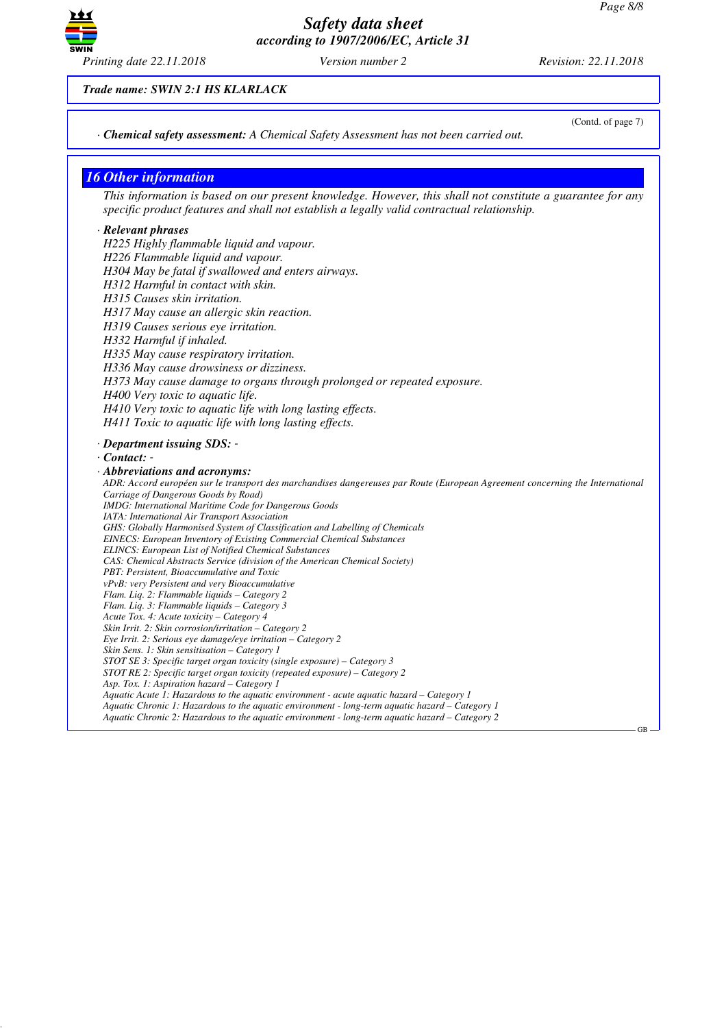**Trade name: SWIN 2:1 HS KLARLACK**

(Contd. of page 7)

· ***Chemical safety assessment:*** *A Chemical Safety Assessment has not been carried out.*

## *16 Other information*

*This information is based on our present knowledge. However, this shall not constitute a guarantee for any specific product features and shall not establish a legally valid contractual relationship.*

· ***Relevant phrases***

*H225 Highly flammable liquid and vapour.*
*H226 Flammable liquid and vapour.*
*H304 May be fatal if swallowed and enters airways.*
*H312 Harmful in contact with skin.*
*H315 Causes skin irritation.*
*H317 May cause an allergic skin reaction.*
*H319 Causes serious eye irritation.*
*H332 Harmful if inhaled.*
*H335 May cause respiratory irritation.*
*H336 May cause drowsiness or dizziness.*
*H373 May cause damage to organs through prolonged or repeated exposure.*
*H400 Very toxic to aquatic life.*
*H410 Very toxic to aquatic life with long lasting effects.*
*H411 Toxic to aquatic life with long lasting effects.*

· ***Department issuing SDS:*** *-*

· ***Contact:*** *-*

· ***Abbreviations and acronyms:***

*ADR: Accord européen sur le transport des marchandises dangereuses par Route (European Agreement concerning the International Carriage of Dangerous Goods by Road)*
*IMDG: International Maritime Code for Dangerous Goods*
*IATA: International Air Transport Association*
*GHS: Globally Harmonised System of Classification and Labelling of Chemicals*
*EINECS: European Inventory of Existing Commercial Chemical Substances*
*ELINCS: European List of Notified Chemical Substances*
*CAS: Chemical Abstracts Service (division of the American Chemical Society)*
*PBT: Persistent, Bioaccumulative and Toxic*
*vPvB: very Persistent and very Bioaccumulative*
*Flam. Liq. 2: Flammable liquids – Category 2*
*Flam. Liq. 3: Flammable liquids – Category 3*
*Acute Tox. 4: Acute toxicity – Category 4*
*Skin Irrit. 2: Skin corrosion/irritation – Category 2*
*Eye Irrit. 2: Serious eye damage/eye irritation – Category 2*
*Skin Sens. 1: Skin sensitisation – Category 1*
*STOT SE 3: Specific target organ toxicity (single exposure) – Category 3*
*STOT RE 2: Specific target organ toxicity (repeated exposure) – Category 2*
*Asp. Tox. 1: Aspiration hazard – Category 1*
*Aquatic Acute 1: Hazardous to the aquatic environment - acute aquatic hazard – Category 1*
*Aquatic Chronic 1: Hazardous to the aquatic environment - long-term aquatic hazard – Category 1*
*Aquatic Chronic 2: Hazardous to the aquatic environment - long-term aquatic hazard – Category 2*